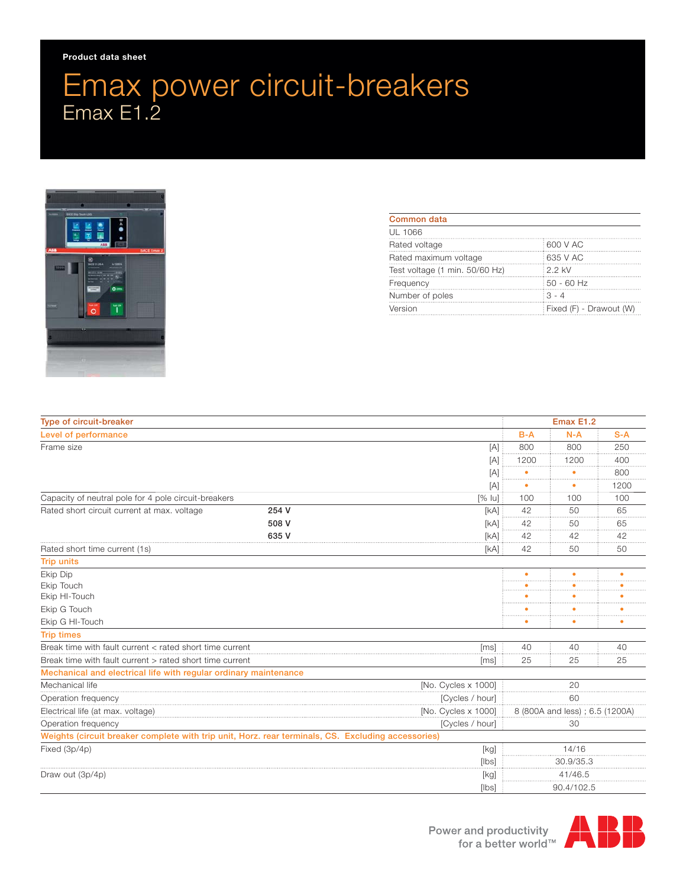Product data sheet

# Emax power circuit-breakers

## Emax E1.2

| Common data | |
|---|---|
| UL 1066 | |
| Rated voltage | 600 V AC |
| Rated maximum voltage | 635 V AC |
| Test voltage (1 min. 50/60 Hz) | 2.2 kV |
| Frequency | 50 - 60 Hz |
| Number of poles | 3 - 4 |
| Version | Fixed (F) - Drawout (W) |

| Type of circuit-breaker | | | Emax E1.2 | | |
|---|---|---|---|---|---|
| Level of performance | | | B-A | N-A | S-A |
| Frame size | | [A] | 800 | 800 | 250 |
| | | [A] | 1200 | 1200 | 400 |
| | | [A] | • | • | 800 |
| | | [A] | • | • | 1200 |
| Capacity of neutral pole for 4 pole circuit-breakers | | [% Iu] | 100 | 100 | 100 |
| Rated short circuit current at max. voltage | **254 V** | [kA] | 42 | 50 | 65 |
| | **508 V** | [kA] | 42 | 50 | 65 |
| | **635 V** | [kA] | 42 | 42 | 42 |
| Rated short time current (1s) | | [kA] | 42 | 50 | 50 |
| **Trip units** | | | | | |
| Ekip Dip | | | • | • | • |
| Ekip Touch | | | • | • | • |
| Ekip HI-Touch | | | • | • | • |
| Ekip G Touch | | | • | • | • |
| Ekip G HI-Touch | | | • | • | • |
| **Trip times** | | | | | |
| Break time with fault current < rated short time current | | [ms] | 40 | 40 | 40 |
| Break time with fault current > rated short time current | | [ms] | 25 | 25 | 25 |
| **Mechanical and electrical life with regular ordinary maintenance** | | | | | |
| Mechanical life | | [No. Cycles x 1000] | 20 | | |
| Operation frequency | | [Cycles / hour] | 60 | | |
| Electrical life (at max. voltage) | | [No. Cycles x 1000] | 8 (800A and less) ; 6.5 (1200A) | | |
| Operation frequency | | [Cycles / hour] | 30 | | |
| **Weights (circuit breaker complete with trip unit, Horz. rear terminals, CS. Excluding accessories)** | | | | | |
| Fixed (3p/4p) | | [kg] | 14/16 | | |
| | | [lbs] | 30.9/35.3 | | |
| Draw out (3p/4p) | | [kg] | 41/46.5 | | |
| | | [lbs] | 90.4/102.5 | | |

Power and productivity for a better world™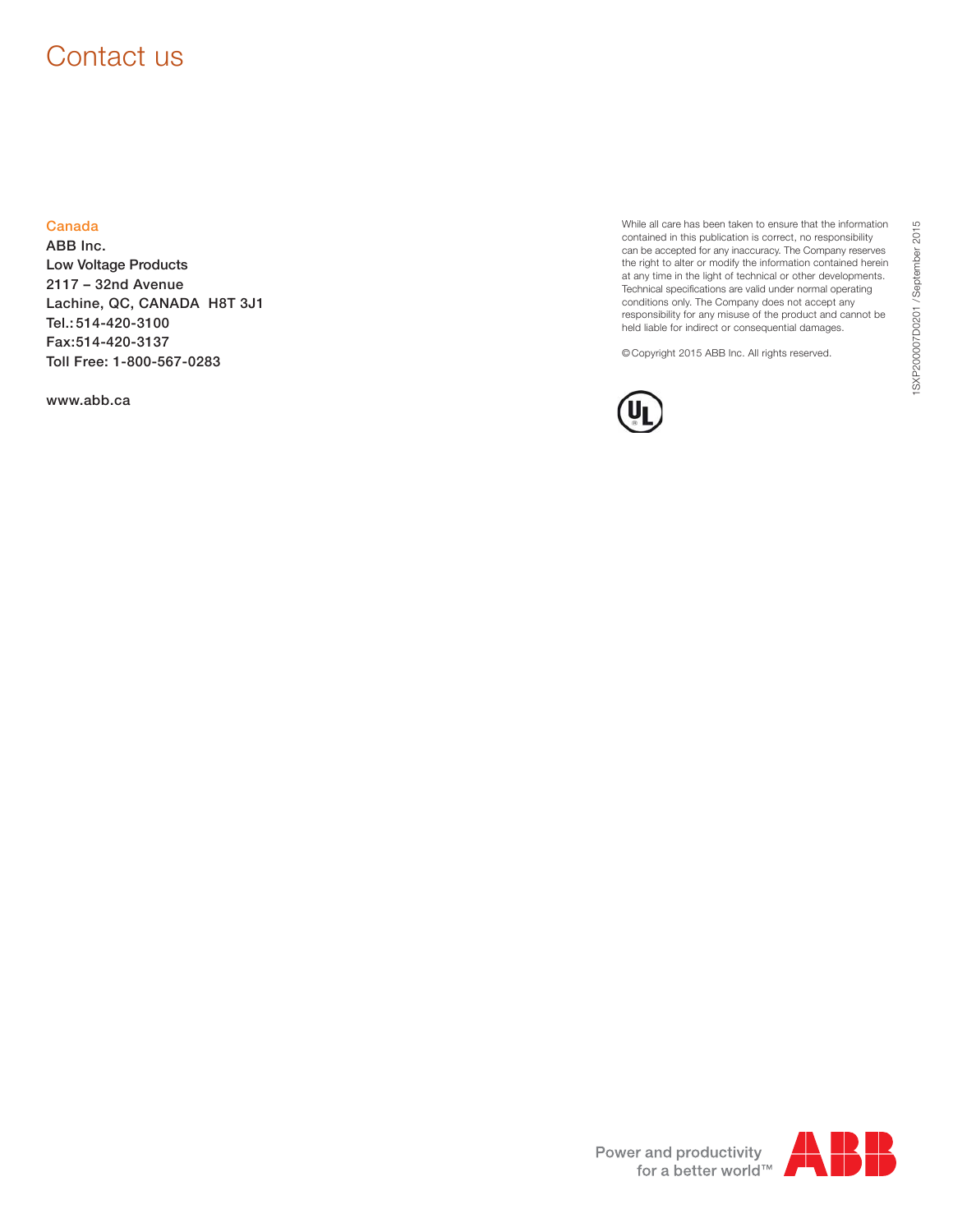# Contact us

**Canada**

ABB Inc.
Low Voltage Products
2117 – 32nd Avenue
Lachine, QC, CANADA H8T 3J1
Tel.: 514-420-3100
Fax: 514-420-3137
Toll Free: 1-800-567-0283

www.abb.ca

While all care has been taken to ensure that the information contained in this publication is correct, no responsibility can be accepted for any inaccuracy. The Company reserves the right to alter or modify the information contained herein at any time in the light of technical or other developments. Technical specifications are valid under normal operating conditions only. The Company does not accept any responsibility for any misuse of the product and cannot be held liable for indirect or consequential damages.

© Copyright 2015 ABB Inc. All rights reserved.

1SXP200007D0201 / September 2015

Power and productivity
for a better world™